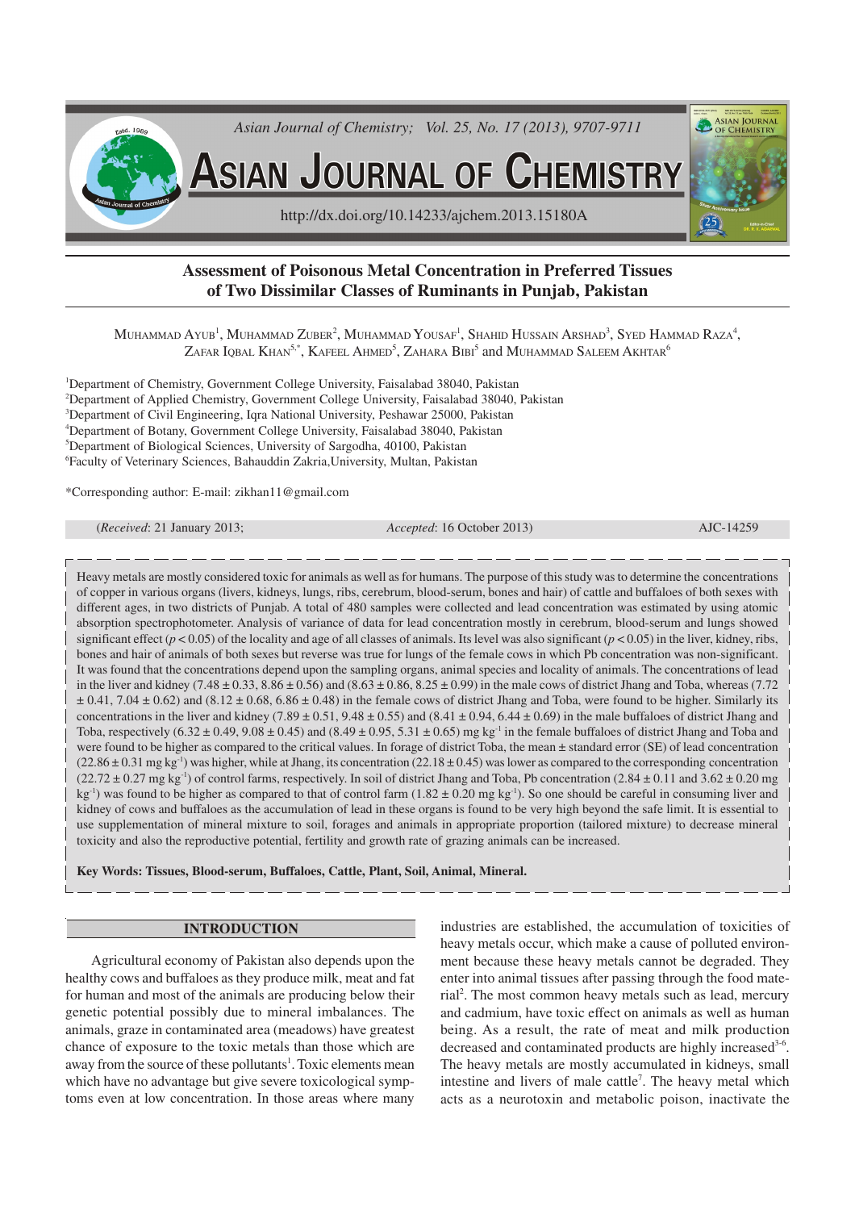# Assessment of Poisonous Metal Concentration in Preferred Tissues of Two Dissimilar Classes of Ruminants in Punjab, Pakistan

MUHAMMAD AYUB[1], MUHAMMAD ZUBER[2], MUHAMMAD YOUSAF[1], SHAHID HUSSAIN ARSHAD[3], SYED HAMMAD RAZA[4], ZAFAR IQBAL KHAN[5,*], KAFEEL AHMED[5], ZAHARA BIBI[5] and MUHAMMAD SALEEM AKHTAR[6]

[1]Department of Chemistry, Government College University, Faisalabad 38040, Pakistan
[2]Department of Applied Chemistry, Government College University, Faisalabad 38040, Pakistan
[3]Department of Civil Engineering, Iqra National University, Peshawar 25000, Pakistan
[4]Department of Botany, Government College University, Faisalabad 38040, Pakistan
[5]Department of Biological Sciences, University of Sargodha, 40100, Pakistan
[6]Faculty of Veterinary Sciences, Bahauddin Zakria,University, Multan, Pakistan

*Corresponding author: E-mail: zikhan11@gmail.com

(*Received*: 21 January 2013; *Accepted*: 16 October 2013) AJC-14259

Heavy metals are mostly considered toxic for animals as well as for humans. The purpose of this study was to determine the concentrations of copper in various organs (livers, kidneys, lungs, ribs, cerebrum, blood-serum, bones and hair) of cattle and buffaloes of both sexes with different ages, in two districts of Punjab. A total of 480 samples were collected and lead concentration was estimated by using atomic absorption spectrophotometer. Analysis of variance of data for lead concentration mostly in cerebrum, blood-serum and lungs showed significant effect ($p < 0.05$) of the locality and age of all classes of animals. Its level was also significant ($p < 0.05$) in the liver, kidney, ribs, bones and hair of animals of both sexes but reverse was true for lungs of the female cows in which Pb concentration was non-significant. It was found that the concentrations depend upon the sampling organs, animal species and locality of animals. The concentrations of lead in the liver and kidney (7.48 ± 0.33, 8.86 ± 0.56) and (8.63 ± 0.86, 8.25 ± 0.99) in the male cows of district Jhang and Toba, whereas (7.72 ± 0.41, 7.04 ± 0.62) and (8.12 ± 0.68, 6.86 ± 0.48) in the female cows of district Jhang and Toba, were found to be higher. Similarly its concentrations in the liver and kidney (7.89 ± 0.51, 9.48 ± 0.55) and (8.41 ± 0.94, 6.44 ± 0.69) in the male buffaloes of district Jhang and Toba, respectively (6.32 ± 0.49, 9.08 ± 0.45) and (8.49 ± 0.95, 5.31 ± 0.65) mg $kg^{-1}$ in the female buffaloes of district Jhang and Toba and were found to be higher as compared to the critical values. In forage of district Toba, the mean ± standard error (SE) of lead concentration (22.86 ± 0.31 mg $kg^{-1}$) was higher, while at Jhang, its concentration (22.18 ± 0.45) was lower as compared to the corresponding concentration (22.72 ± 0.27 mg $kg^{-1}$) of control farms, respectively. In soil of district Jhang and Toba, Pb concentration (2.84 ± 0.11 and 3.62 ± 0.20 mg $kg^{-1}$) was found to be higher as compared to that of control farm (1.82 ± 0.20 mg $kg^{-1}$). So one should be careful in consuming liver and kidney of cows and buffaloes as the accumulation of lead in these organs is found to be very high beyond the safe limit. It is essential to use supplementation of mineral mixture to soil, forages and animals in appropriate proportion (tailored mixture) to decrease mineral toxicity and also the reproductive potential, fertility and growth rate of grazing animals can be increased.

**Key Words: Tissues, Blood-serum, Buffaloes, Cattle, Plant, Soil, Animal, Mineral.**

## INTRODUCTION

Agricultural economy of Pakistan also depends upon the healthy cows and buffaloes as they produce milk, meat and fat for human and most of the animals are producing below their genetic potential possibly due to mineral imbalances. The animals, graze in contaminated area (meadows) have greatest chance of exposure to the toxic metals than those which are away from the source of these pollutants[1]. Toxic elements mean which have no advantage but give severe toxicological symptoms even at low concentration. In those areas where many industries are established, the accumulation of toxicities of heavy metals occur, which make a cause of polluted environment because these heavy metals cannot be degraded. They enter into animal tissues after passing through the food material[2]. The most common heavy metals such as lead, mercury and cadmium, have toxic effect on animals as well as human being. As a result, the rate of meat and milk production decreased and contaminated products are highly increased[3-6]. The heavy metals are mostly accumulated in kidneys, small intestine and livers of male cattle[7]. The heavy metal which acts as a neurotoxin and metabolic poison, inactivate the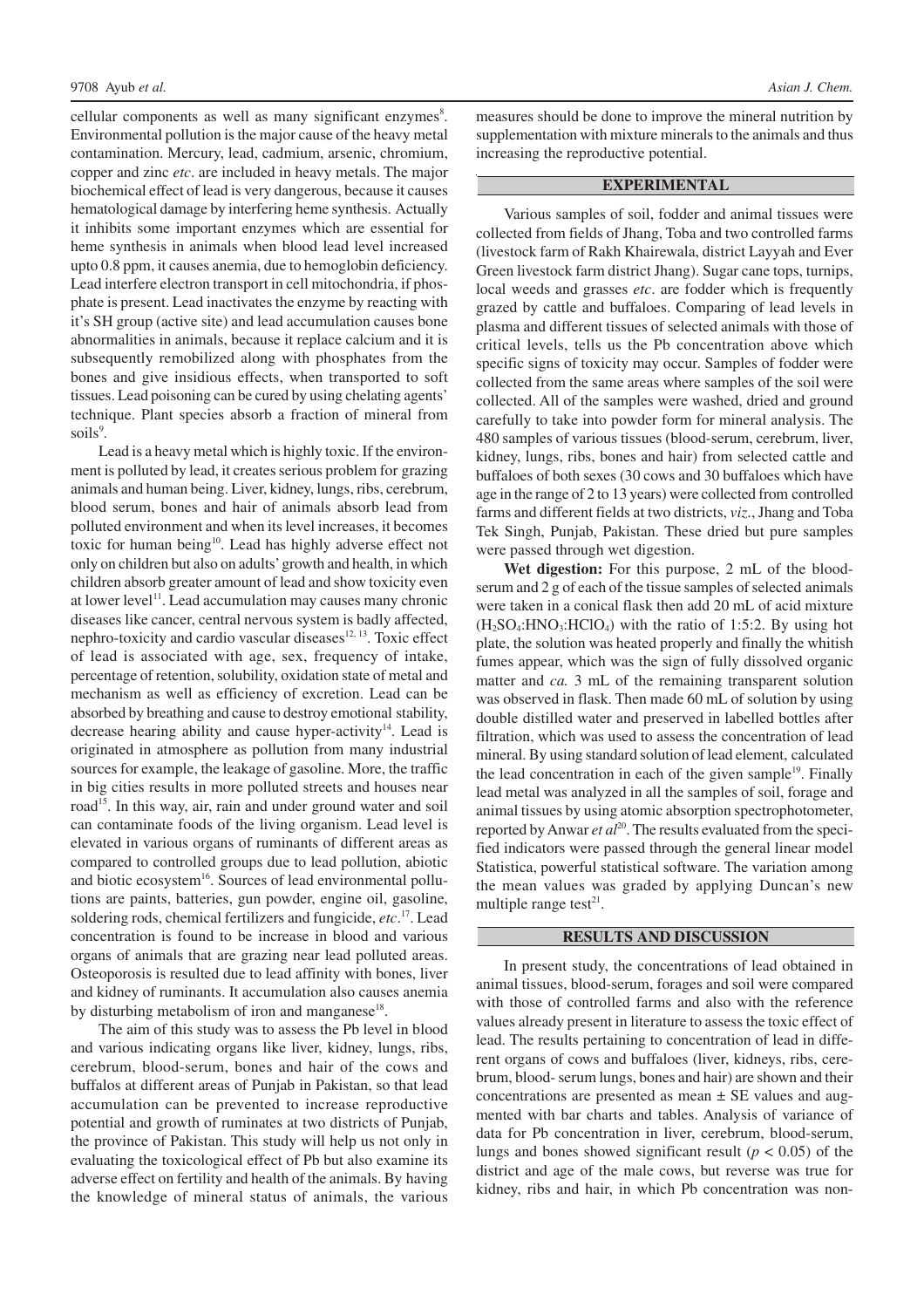cellular components as well as many significant enzymes[8]. Environmental pollution is the major cause of the heavy metal contamination. Mercury, lead, cadmium, arsenic, chromium, copper and zinc *etc*. are included in heavy metals. The major biochemical effect of lead is very dangerous, because it causes hematological damage by interfering heme synthesis. Actually it inhibits some important enzymes which are essential for heme synthesis in animals when blood lead level increased upto 0.8 ppm, it causes anemia, due to hemoglobin deficiency. Lead interfere electron transport in cell mitochondria, if phosphate is present. Lead inactivates the enzyme by reacting with it's SH group (active site) and lead accumulation causes bone abnormalities in animals, because it replace calcium and it is subsequently remobilized along with phosphates from the bones and give insidious effects, when transported to soft tissues. Lead poisoning can be cured by using chelating agents' technique. Plant species absorb a fraction of mineral from soils[9].

Lead is a heavy metal which is highly toxic. If the environment is polluted by lead, it creates serious problem for grazing animals and human being. Liver, kidney, lungs, ribs, cerebrum, blood serum, bones and hair of animals absorb lead from polluted environment and when its level increases, it becomes toxic for human being[10]. Lead has highly adverse effect not only on children but also on adults' growth and health, in which children absorb greater amount of lead and show toxicity even at lower level[11]. Lead accumulation may causes many chronic diseases like cancer, central nervous system is badly affected, nephro-toxicity and cardio vascular diseases[12, 13]. Toxic effect of lead is associated with age, sex, frequency of intake, percentage of retention, solubility, oxidation state of metal and mechanism as well as efficiency of excretion. Lead can be absorbed by breathing and cause to destroy emotional stability, decrease hearing ability and cause hyper-activity[14]. Lead is originated in atmosphere as pollution from many industrial sources for example, the leakage of gasoline. More, the traffic in big cities results in more polluted streets and houses near road[15]. In this way, air, rain and under ground water and soil can contaminate foods of the living organism. Lead level is elevated in various organs of ruminants of different areas as compared to controlled groups due to lead pollution, abiotic and biotic ecosystem[16]. Sources of lead environmental pollutions are paints, batteries, gun powder, engine oil, gasoline, soldering rods, chemical fertilizers and fungicide, *etc*.[17]. Lead concentration is found to be increase in blood and various organs of animals that are grazing near lead polluted areas. Osteoporosis is resulted due to lead affinity with bones, liver and kidney of ruminants. It accumulation also causes anemia by disturbing metabolism of iron and manganese[18].

The aim of this study was to assess the Pb level in blood and various indicating organs like liver, kidney, lungs, ribs, cerebrum, blood-serum, bones and hair of the cows and buffalos at different areas of Punjab in Pakistan, so that lead accumulation can be prevented to increase reproductive potential and growth of ruminates at two districts of Punjab, the province of Pakistan. This study will help us not only in evaluating the toxicological effect of Pb but also examine its adverse effect on fertility and health of the animals. By having the knowledge of mineral status of animals, the various measures should be done to improve the mineral nutrition by supplementation with mixture minerals to the animals and thus increasing the reproductive potential.

## EXPERIMENTAL

Various samples of soil, fodder and animal tissues were collected from fields of Jhang, Toba and two controlled farms (livestock farm of Rakh Khairewala, district Layyah and Ever Green livestock farm district Jhang). Sugar cane tops, turnips, local weeds and grasses *etc*. are fodder which is frequently grazed by cattle and buffaloes. Comparing of lead levels in plasma and different tissues of selected animals with those of critical levels, tells us the Pb concentration above which specific signs of toxicity may occur. Samples of fodder were collected from the same areas where samples of the soil were collected. All of the samples were washed, dried and ground carefully to take into powder form for mineral analysis. The 480 samples of various tissues (blood-serum, cerebrum, liver, kidney, lungs, ribs, bones and hair) from selected cattle and buffaloes of both sexes (30 cows and 30 buffaloes which have age in the range of 2 to 13 years) were collected from controlled farms and different fields at two districts, *viz.*, Jhang and Toba Tek Singh, Punjab, Pakistan. These dried but pure samples were passed through wet digestion.

**Wet digestion:** For this purpose, 2 mL of the blood-serum and 2 g of each of the tissue samples of selected animals were taken in a conical flask then add 20 mL of acid mixture ($H_2SO_4$:$HNO_3$:$HClO_4$) with the ratio of 1:5:2. By using hot plate, the solution was heated properly and finally the whitish fumes appear, which was the sign of fully dissolved organic matter and *ca.* 3 mL of the remaining transparent solution was observed in flask. Then made 60 mL of solution by using double distilled water and preserved in labelled bottles after filtration, which was used to assess the concentration of lead mineral. By using standard solution of lead element, calculated the lead concentration in each of the given sample[19]. Finally lead metal was analyzed in all the samples of soil, forage and animal tissues by using atomic absorption spectrophotometer, reported by Anwar *et al*[20]. The results evaluated from the specified indicators were passed through the general linear model Statistica, powerful statistical software. The variation among the mean values was graded by applying Duncan's new multiple range test[21].

## RESULTS AND DISCUSSION

In present study, the concentrations of lead obtained in animal tissues, blood-serum, forages and soil were compared with those of controlled farms and also with the reference values already present in literature to assess the toxic effect of lead. The results pertaining to concentration of lead in different organs of cows and buffaloes (liver, kidneys, ribs, cerebrum, blood- serum lungs, bones and hair) are shown and their concentrations are presented as mean ± SE values and augmented with bar charts and tables. Analysis of variance of data for Pb concentration in liver, cerebrum, blood-serum, lungs and bones showed significant result ($p < 0.05$) of the district and age of the male cows, but reverse was true for kidney, ribs and hair, in which Pb concentration was non-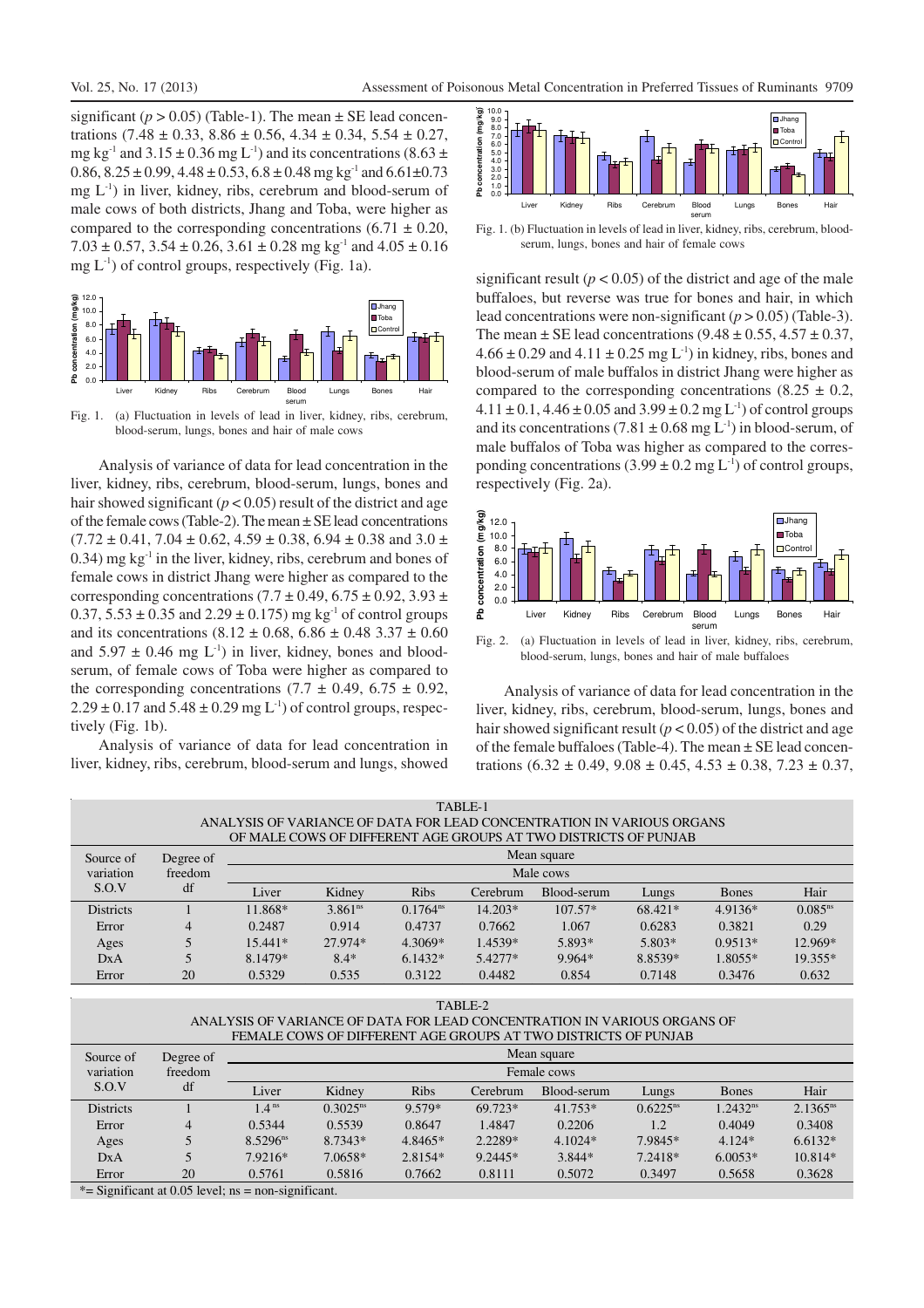significant ($p > 0.05$) (Table-1). The mean ± SE lead concentrations (7.48 ± 0.33, 8.86 ± 0.56, 4.34 ± 0.34, 5.54 ± 0.27, mg kg$^{-1}$ and 3.15 ± 0.36 mg L$^{-1}$) and its concentrations (8.63 ± 0.86, 8.25 ± 0.99, 4.48 ± 0.53, 6.8 ± 0.48 mg kg$^{-1}$ and 6.61±0.73 mg L$^{-1}$) in liver, kidney, ribs, cerebrum and blood-serum of male cows of both districts, Jhang and Toba, were higher as compared to the corresponding concentrations (6.71 ± 0.20, 7.03 ± 0.57, 3.54 ± 0.26, 3.61 ± 0.28 mg kg$^{-1}$ and 4.05 ± 0.16 mg L$^{-1}$) of control groups, respectively (Fig. 1a).

Pb concentration (mg/kg)
12.0
10.0
8.0
6.0
4.0
2.0
0.0
Liver Kidney Ribs Cerebrum Blood serum Lungs Bones Hair
Jhang
Toba
Control

Fig. 1. (a) Fluctuation in levels of lead in liver, kidney, ribs, cerebrum, blood-serum, lungs, bones and hair of male cows

Analysis of variance of data for lead concentration in the liver, kidney, ribs, cerebrum, blood-serum, lungs, bones and hair showed significant ($p < 0.05$) result of the district and age of the female cows (Table-2). The mean ± SE lead concentrations (7.72 ± 0.41, 7.04 ± 0.62, 4.59 ± 0.38, 6.94 ± 0.38 and 3.0 ± 0.34) mg kg$^{-1}$ in the liver, kidney, ribs, cerebrum and bones of female cows in district Jhang were higher as compared to the corresponding concentrations (7.7 ± 0.49, 6.75 ± 0.92, 3.93 ± 0.37, 5.53 ± 0.35 and 2.29 ± 0.175) mg kg$^{-1}$ of control groups and its concentrations (8.12 ± 0.68, 6.86 ± 0.48 3.37 ± 0.60 and 5.97 ± 0.46 mg L$^{-1}$) in liver, kidney, bones and blood-serum, of female cows of Toba were higher as compared to the corresponding concentrations (7.7 ± 0.49, 6.75 ± 0.92, 2.29 ± 0.17 and 5.48 ± 0.29 mg L$^{-1}$) of control groups, respectively (Fig. 1b).

Analysis of variance of data for lead concentration in liver, kidney, ribs, cerebrum, blood-serum and lungs, showed

Pb concentration (mg/kg)
10.0
9.0
8.0
7.0
6.0
5.0
4.0
3.0
2.0
1.0
0.0
Liver Kidney Ribs Cerebrum Blood serum Lungs Bones Hair
Jhang
Toba
Control

Fig. 1. (b) Fluctuation in levels of lead in liver, kidney, ribs, cerebrum, blood-serum, lungs, bones and hair of female cows

significant result ($p < 0.05$) of the district and age of the male buffaloes, but reverse was true for bones and hair, in which lead concentrations were non-significant ($p > 0.05$) (Table-3). The mean ± SE lead concentrations (9.48 ± 0.55, 4.57 ± 0.37, 4.66 ± 0.29 and 4.11 ± 0.25 mg L$^{-1}$) in kidney, ribs, bones and blood-serum of male buffalos in district Jhang were higher as compared to the corresponding concentrations (8.25 ± 0.2, 4.11 ± 0.1, 4.46 ± 0.05 and 3.99 ± 0.2 mg L$^{-1}$) of control groups and its concentrations (7.81 ± 0.68 mg L$^{-1}$) in blood-serum, of male buffalos of Toba was higher as compared to the corresponding concentrations (3.99 ± 0.2 mg L$^{-1}$) of control groups, respectively (Fig. 2a).

Pb concentration (mg/kg)
12.0
10.0
8.0
6.0
4.0
2.0
0.0
Liver Kidney Ribs Cerebrum Blood serum Lungs Bones Hair
Jhang
Toba
Control

Fig. 2. (a) Fluctuation in levels of lead in liver, kidney, ribs, cerebrum, blood-serum, lungs, bones and hair of male buffaloes

Analysis of variance of data for lead concentration in the liver, kidney, ribs, cerebrum, blood-serum, lungs, bones and hair showed significant result ($p < 0.05$) of the district and age of the female buffaloes (Table-4). The mean ± SE lead concentrations (6.32 ± 0.49, 9.08 ± 0.45, 4.53 ± 0.38, 7.23 ± 0.37,

TABLE-1
ANALYSIS OF VARIANCE OF DATA FOR LEAD CONCENTRATION IN VARIOUS ORGANS OF MALE COWS OF DIFFERENT AGE GROUPS AT TWO DISTRICTS OF PUNJAB

| Source of variation S.O.V | Degree of freedom df | Mean square | | | | | | | |
|---|---|---|---|---|---|---|---|---|---|
| | | Male cows | | | | | | | |
| | | Liver | Kidney | Ribs | Cerebrum | Blood-serum | Lungs | Bones | Hair |
| Districts | 1 | 11.868* | 3.861$^{ns}$ | 0.1764$^{ns}$ | 14.203* | 107.57* | 68.421* | 4.9136* | 0.085$^{ns}$ |
| Error | 4 | 0.2487 | 0.914 | 0.4737 | 0.7662 | 1.067 | 0.6283 | 0.3821 | 0.29 |
| Ages | 5 | 15.441* | 27.974* | 4.3069* | 1.4539* | 5.893* | 5.803* | 0.9513* | 12.969* |
| DxA | 5 | 8.1479* | 8.4* | 6.1432* | 5.4277* | 9.964* | 8.8539* | 1.8055* | 19.355* |
| Error | 20 | 0.5329 | 0.535 | 0.3122 | 0.4482 | 0.854 | 0.7148 | 0.3476 | 0.632 |

TABLE-2
ANALYSIS OF VARIANCE OF DATA FOR LEAD CONCENTRATION IN VARIOUS ORGANS OF FEMALE COWS OF DIFFERENT AGE GROUPS AT TWO DISTRICTS OF PUNJAB

| Source of variation S.O.V | Degree of freedom df | Mean square | | | | | | | |
|---|---|---|---|---|---|---|---|---|---|
| | | Female cows | | | | | | | |
| | | Liver | Kidney | Ribs | Cerebrum | Blood-serum | Lungs | Bones | Hair |
| Districts | 1 | 1.4$^{ns}$ | 0.3025$^{ns}$ | 9.579* | 69.723* | 41.753* | 0.6225$^{ns}$ | 1.2432$^{ns}$ | 2.1365$^{ns}$ |
| Error | 4 | 0.5344 | 0.5539 | 0.8647 | 1.4847 | 0.2206 | 1.2 | 0.4049 | 0.3408 |
| Ages | 5 | 8.5296$^{ns}$ | 8.7343* | 4.8465* | 2.2289* | 4.1024* | 7.9845* | 4.124* | 6.6132* |
| DxA | 5 | 7.9216* | 7.0658* | 2.8154* | 9.2445* | 3.844* | 7.2418* | 6.0053* | 10.814* |
| Error | 20 | 0.5761 | 0.5816 | 0.7662 | 0.8111 | 0.5072 | 0.3497 | 0.5658 | 0.3628 |

*= Significant at 0.05 level; ns = non-significant.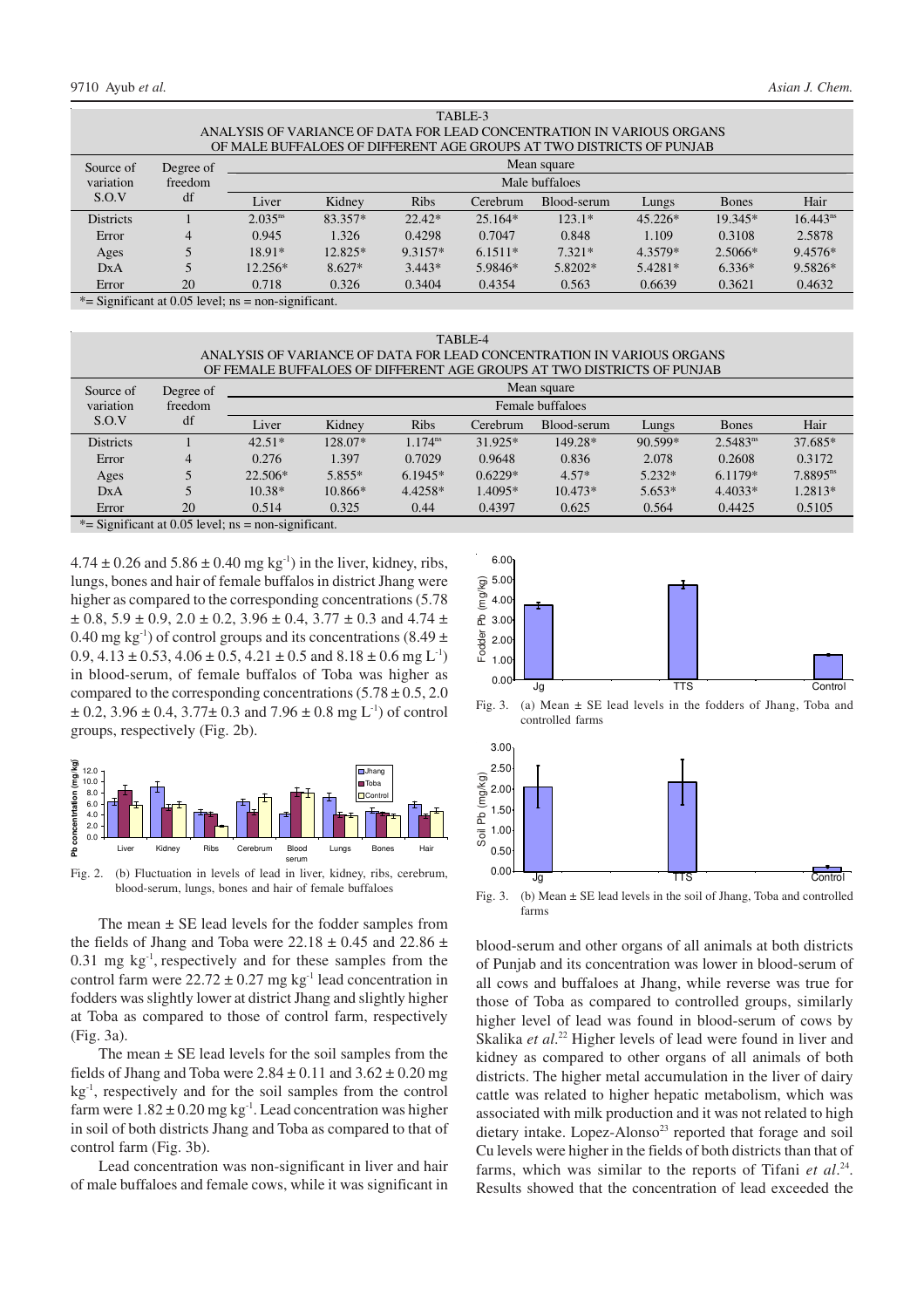TABLE-3
ANALYSIS OF VARIANCE OF DATA FOR LEAD CONCENTRATION IN VARIOUS ORGANS OF MALE BUFFALOES OF DIFFERENT AGE GROUPS AT TWO DISTRICTS OF PUNJAB

| Source of variation S.O.V | Degree of freedom df | Mean square | | | | | | | |
|---|---|---|---|---|---|---|---|---|---|
| | | Male buffaloes | | | | | | | |
| | | Liver | Kidney | Ribs | Cerebrum | Blood-serum | Lungs | Bones | Hair |
| Districts | 1 | 2.035$^{ns}$ | 83.357* | 22.42* | 25.164* | 123.1* | 45.226* | 19.345* | 16.443$^{ns}$ |
| Error | 4 | 0.945 | 1.326 | 0.4298 | 0.7047 | 0.848 | 1.109 | 0.3108 | 2.5878 |
| Ages | 5 | 18.91* | 12.825* | 9.3157* | 6.1511* | 7.321* | 4.3579* | 2.5066* | 9.4576* |
| DxA | 5 | 12.256* | 8.627* | 3.443* | 5.9846* | 5.8202* | 5.4281* | 6.336* | 9.5826* |
| Error | 20 | 0.718 | 0.326 | 0.3404 | 0.4354 | 0.563 | 0.6639 | 0.3621 | 0.4632 |

*= Significant at 0.05 level; ns = non-significant.

TABLE-4
ANALYSIS OF VARIANCE OF DATA FOR LEAD CONCENTRATION IN VARIOUS ORGANS OF FEMALE BUFFALOES OF DIFFERENT AGE GROUPS AT TWO DISTRICTS OF PUNJAB

| Source of variation S.O.V | Degree of freedom df | Mean square | | | | | | | |
|---|---|---|---|---|---|---|---|---|---|
| | | Female buffaloes | | | | | | | |
| | | Liver | Kidney | Ribs | Cerebrum | Blood-serum | Lungs | Bones | Hair |
| Districts | 1 | 42.51* | 128.07* | 1.174$^{ns}$ | 31.925* | 149.28* | 90.599* | 2.5483$^{ns}$ | 37.685* |
| Error | 4 | 0.276 | 1.397 | 0.7029 | 0.9648 | 0.836 | 2.078 | 0.2608 | 0.3172 |
| Ages | 5 | 22.506* | 5.855* | 6.1945* | 0.6229* | 4.57* | 5.232* | 6.1179* | 7.8895$^{ns}$ |
| DxA | 5 | 10.38* | 10.866* | 4.4258* | 1.4095* | 10.473* | 5.653* | 4.4033* | 1.2813* |
| Error | 20 | 0.514 | 0.325 | 0.44 | 0.4397 | 0.625 | 0.564 | 0.4425 | 0.5105 |

*= Significant at 0.05 level; ns = non-significant.

4.74 ± 0.26 and 5.86 ± 0.40 mg kg$^{-1}$) in the liver, kidney, ribs, lungs, bones and hair of female buffalos in district Jhang were higher as compared to the corresponding concentrations (5.78 ± 0.8, 5.9 ± 0.9, 2.0 ± 0.2, 3.96 ± 0.4, 3.77 ± 0.3 and 4.74 ± 0.40 mg kg$^{-1}$) of control groups and its concentrations (8.49 ± 0.9, 4.13 ± 0.53, 4.06 ± 0.5, 4.21 ± 0.5 and 8.18 ± 0.6 mg L$^{-1}$) in blood-serum, of female buffalos of Toba was higher as compared to the corresponding concentrations (5.78 ± 0.5, 2.0 ± 0.2, 3.96 ± 0.4, 3.77± 0.3 and 7.96 ± 0.8 mg L$^{-1}$) of control groups, respectively (Fig. 2b).

Pb concentration (mg/kg)
12.0
10.0
8.0
6.0
4.0
2.0
0.0
Liver Kidney Ribs Cerebrum Blood serum Lungs Bones Hair
Jhang
Toba
Control

Fig. 2. (b) Fluctuation in levels of lead in liver, kidney, ribs, cerebrum, blood-serum, lungs, bones and hair of female buffaloes

The mean ± SE lead levels for the fodder samples from the fields of Jhang and Toba were 22.18 ± 0.45 and 22.86 ± 0.31 mg kg$^{-1}$, respectively and for these samples from the control farm were 22.72 ± 0.27 mg kg$^{-1}$ lead concentration in fodders was slightly lower at district Jhang and slightly higher at Toba as compared to those of control farm, respectively (Fig. 3a).

The mean ± SE lead levels for the soil samples from the fields of Jhang and Toba were 2.84 ± 0.11 and 3.62 ± 0.20 mg kg$^{-1}$, respectively and for the soil samples from the control farm were 1.82 ± 0.20 mg kg$^{-1}$. Lead concentration was higher in soil of both districts Jhang and Toba as compared to that of control farm (Fig. 3b).

Lead concentration was non-significant in liver and hair of male buffaloes and female cows, while it was significant in

Fodder Pb (mg/kg)
6.00
5.00
4.00
3.00
2.00
1.00
0.00
Jg TTS Control

Fig. 3. (a) Mean ± SE lead levels in the fodders of Jhang, Toba and controlled farms

Soil Pb (mg/kg)
3.00
2.50
2.00
1.50
1.00
0.50
0.00
Jg TTS Control

Fig. 3. (b) Mean ± SE lead levels in the soil of Jhang, Toba and controlled farms

blood-serum and other organs of all animals at both districts of Punjab and its concentration was lower in blood-serum of all cows and buffaloes at Jhang, while reverse was true for those of Toba as compared to controlled groups, similarly higher level of lead was found in blood-serum of cows by Skalika *et al.*[22] Higher levels of lead were found in liver and kidney as compared to other organs of all animals of both districts. The higher metal accumulation in the liver of dairy cattle was related to higher hepatic metabolism, which was associated with milk production and it was not related to high dietary intake. Lopez-Alonso[23] reported that forage and soil Cu levels were higher in the fields of both districts than that of farms, which was similar to the reports of Tifani *et al.*[24]. Results showed that the concentration of lead exceeded the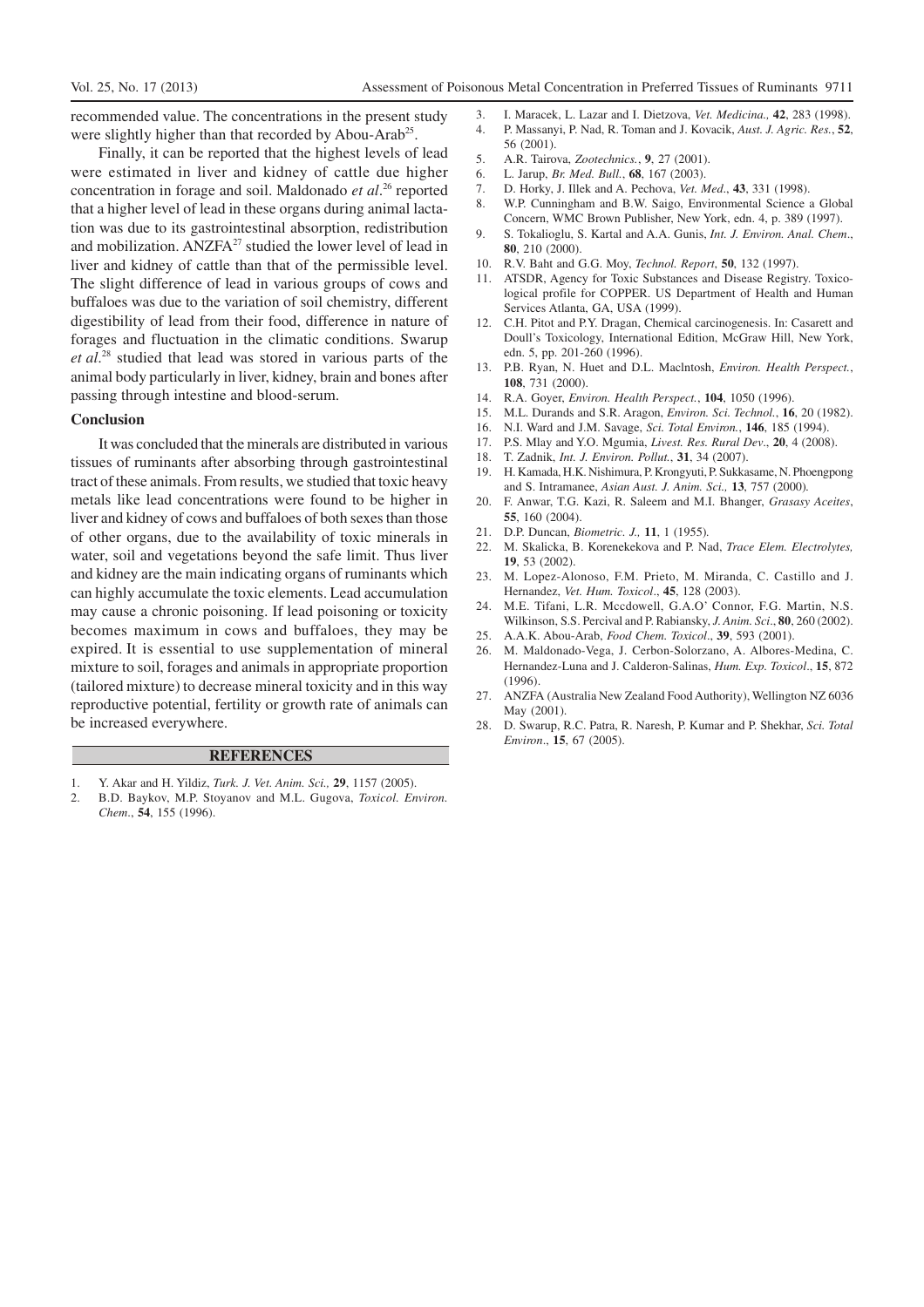recommended value. The concentrations in the present study were slightly higher than that recorded by Abou-Arab[25].

Finally, it can be reported that the highest levels of lead were estimated in liver and kidney of cattle due higher concentration in forage and soil. Maldonado *et al*.[26] reported that a higher level of lead in these organs during animal lactation was due to its gastrointestinal absorption, redistribution and mobilization. ANZFA[27] studied the lower level of lead in liver and kidney of cattle than that of the permissible level. The slight difference of lead in various groups of cows and buffaloes was due to the variation of soil chemistry, different digestibility of lead from their food, difference in nature of forages and fluctuation in the climatic conditions. Swarup *et al*.[28] studied that lead was stored in various parts of the animal body particularly in liver, kidney, brain and bones after passing through intestine and blood-serum.

## Conclusion

It was concluded that the minerals are distributed in various tissues of ruminants after absorbing through gastrointestinal tract of these animals. From results, we studied that toxic heavy metals like lead concentrations were found to be higher in liver and kidney of cows and buffaloes of both sexes than those of other organs, due to the availability of toxic minerals in water, soil and vegetations beyond the safe limit. Thus liver and kidney are the main indicating organs of ruminants which can highly accumulate the toxic elements. Lead accumulation may cause a chronic poisoning. If lead poisoning or toxicity becomes maximum in cows and buffaloes, they may be expired. It is essential to use supplementation of mineral mixture to soil, forages and animals in appropriate proportion (tailored mixture) to decrease mineral toxicity and in this way reproductive potential, fertility or growth rate of animals can be increased everywhere.

## REFERENCES

1. Y. Akar and H. Yildiz, *Turk. J. Vet. Anim. Sci.,* **29**, 1157 (2005).
2. B.D. Baykov, M.P. Stoyanov and M.L. Gugova, *Toxicol. Environ. Chem*., **54**, 155 (1996).
3. I. Maracek, L. Lazar and I. Dietzova, *Vet. Medicina.,* **42**, 283 (1998).
4. P. Massanyi, P. Nad, R. Toman and J. Kovacik, *Aust. J. Agric. Res.*, **52**, 56 (2001).
5. A.R. Tairova, *Zootechnics.*, **9**, 27 (2001).
6. L. Jarup, *Br. Med. Bull.*, **68**, 167 (2003).
7. D. Horky, J. Illek and A. Pechova, *Vet. Med*., **43**, 331 (1998).
8. W.P. Cunningham and B.W. Saigo, Environmental Science a Global Concern, WMC Brown Publisher, New York, edn. 4, p. 389 (1997).
9. S. Tokalioglu, S. Kartal and A.A. Gunis, *Int. J. Environ. Anal. Chem*., **80**, 210 (2000).
10. R.V. Baht and G.G. Moy, *Technol. Report*, **50***,* 132 (1997).
11. ATSDR, Agency for Toxic Substances and Disease Registry. Toxicological profile for COPPER. US Department of Health and Human Services Atlanta, GA, USA (1999).
12. C.H. Pitot and P.Y. Dragan, Chemical carcinogenesis. In: Casarett and Doull's Toxicology, International Edition, McGraw Hill, New York, edn. 5, pp. 201-260 (1996).
13. P.B. Ryan, N. Huet and D.L. Maclntosh, *Environ. Health Perspect.*, **108**, 731 (2000).
14. R.A. Goyer, *Environ. Health Perspect.*, **104**, 1050 (1996).
15. M.L. Durands and S.R. Aragon, *Environ. Sci. Technol.*, **16**, 20 (1982).
16. N.I. Ward and J.M. Savage, *Sci. Total Environ.*, **146**, 185 (1994).
17. P.S. Mlay and Y.O. Mgumia, *Livest. Res. Rural Dev*., **20**, 4 (2008).
18. T. Zadnik, *Int. J. Environ. Pollut.*, **31**, 34 (2007).
19. H. Kamada, H.K. Nishimura, P. Krongyuti, P. Sukkasame, N. Phoengpong and S. Intramanee, *Asian Aust. J. Anim. Sci.,* **13**, 757 (2000).
20. F. Anwar, T.G. Kazi, R. Saleem and M.I. Bhanger, *Grasasy Aceites*, **55**, 160 (2004).
21. D.P. Duncan, *Biometric. J.,* **11**, 1 (1955).
22. M. Skalicka, B. Korenekekova and P. Nad, *Trace Elem. Electrolytes,* **19**, 53 (2002).
23. M. Lopez-Alonoso, F.M. Prieto, M. Miranda, C. Castillo and J. Hernandez, *Vet. Hum. Toxicol*., **45**, 128 (2003).
24. M.E. Tifani, L.R. Mcedowell, G.A.O' Connor, F.G. Martin, N.S. Wilkinson, S.S. Percival and P. Rabiansky, *J. Anim. Sci*., **80**, 260 (2002).
25. A.A.K. Abou-Arab, *Food Chem. Toxicol*., **39**, 593 (2001).
26. M. Maldonado-Vega, J. Cerbon-Solorzano, A. Albores-Medina, C. Hernandez-Luna and J. Calderon-Salinas, *Hum. Exp. Toxicol*., **15**, 872 (1996).
27. ANZFA (Australia New Zealand Food Authority), Wellington NZ 6036 May (2001).
28. D. Swarup, R.C. Patra, R. Naresh, P. Kumar and P. Shekhar, *Sci. Total Environ*., **15**, 67 (2005).